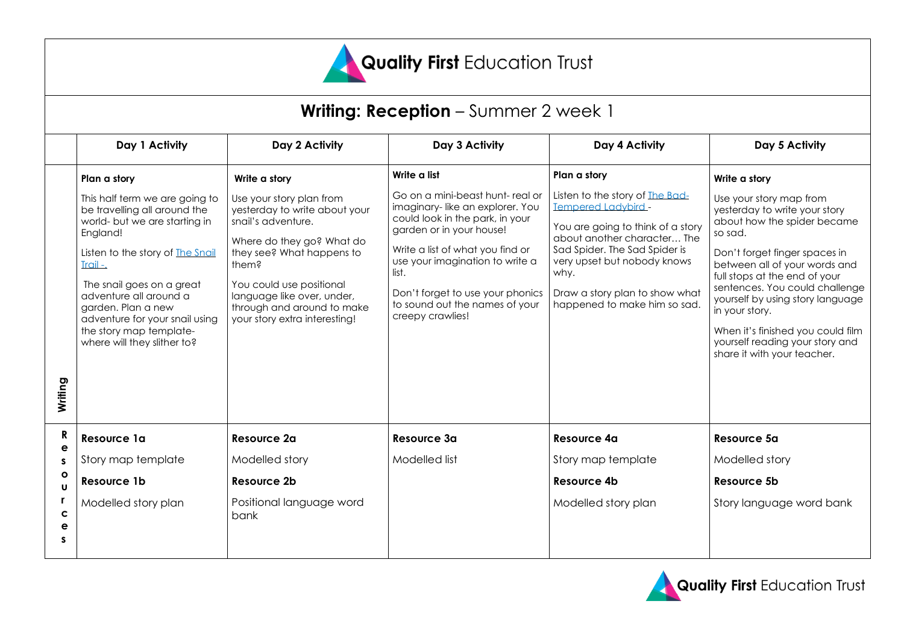# Quality First Education Trust

## Writing: Reception – Summer 2 week 1

| | Day 1 Activity | Day 2 Activity | Day 3 Activity | Day 4 Activity | Day 5 Activity |
|---|---|---|---|---|---|
| Writing | **Plan a story**<br><br>This half term we are going to be travelling all around the world- but we are starting in England!<br><br>Listen to the story of [The Snail Trail -.]()<br><br>The snail goes on a great adventure all around a garden. Plan a new adventure for your snail using the story map template- where will they slither to? | **Write a story**<br><br>Use your story plan from yesterday to write about your snail's adventure.<br><br>Where do they go? What do they see? What happens to them?<br><br>You could use positional language like over, under, through and around to make your story extra interesting! | **Write a list**<br><br>Go on a mini-beast hunt- real or imaginary- like an explorer. You could look in the park, in your garden or in your house!<br><br>Write a list of what you find or use your imagination to write a list.<br><br>Don't forget to use your phonics to sound out the names of your creepy crawlies! | **Plan a story**<br><br>Listen to the story of [The Bad-Tempered Ladybird]() -<br><br>You are going to think of a story about another character… The Sad Spider. The Sad Spider is very upset but nobody knows why.<br><br>Draw a story plan to show what happened to make him so sad. | **Write a story**<br><br>Use your story map from yesterday to write your story about how the spider became so sad.<br><br>Don't forget finger spaces in between all of your words and full stops at the end of your sentences. You could challenge yourself by using story language in your story.<br><br>When it's finished you could film yourself reading your story and share it with your teacher. |
| Resources | **Resource 1a**<br><br>Story map template<br><br>**Resource 1b**<br><br>Modelled story plan | **Resource 2a**<br><br>Modelled story<br><br>**Resource 2b**<br><br>Positional language word bank | **Resource 3a**<br><br>Modelled list | **Resource 4a**<br><br>Story map template<br><br>**Resource 4b**<br><br>Modelled story plan | **Resource 5a**<br><br>Modelled story<br><br>**Resource 5b**<br><br>Story language word bank |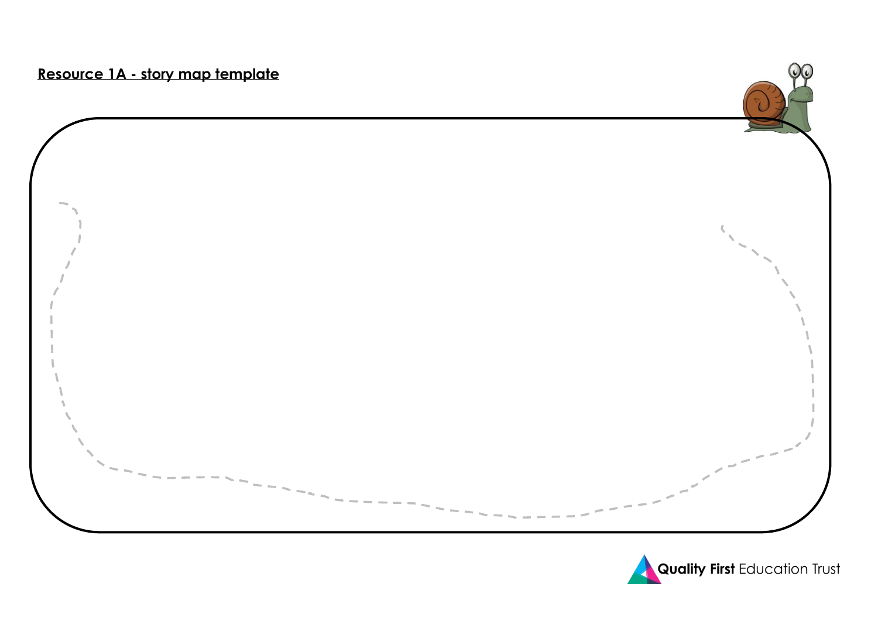**Resource 1A - story map template**

Quality First Education Trust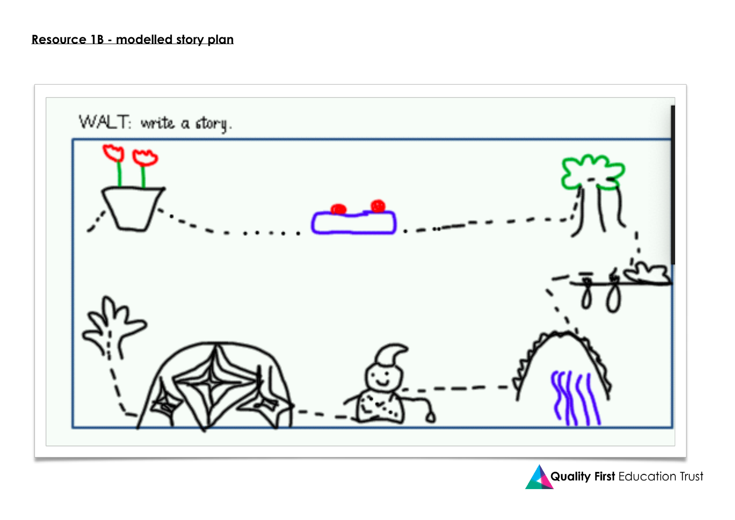**Resource 1B - modelled story plan**

WALT: write a story.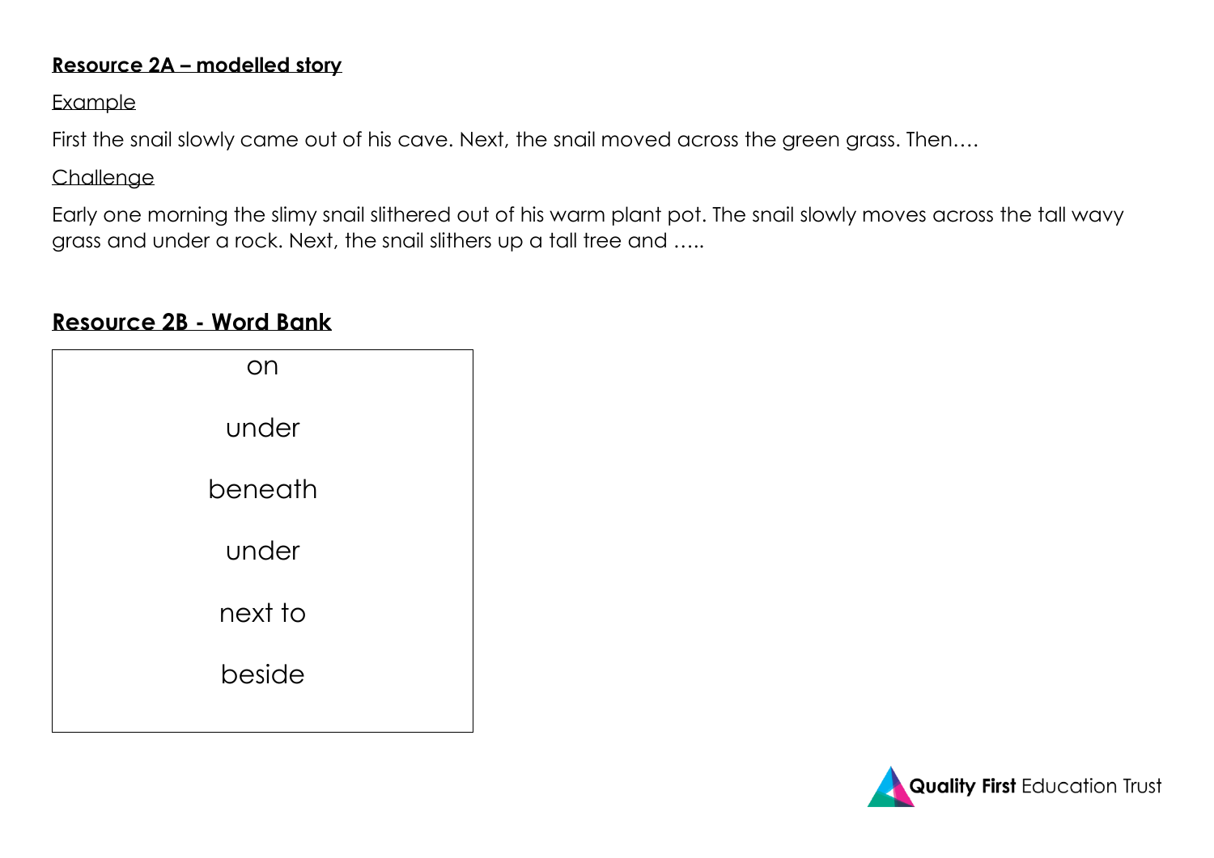**Resource 2A – modelled story**

Example

First the snail slowly came out of his cave. Next, the snail moved across the green grass. Then….

Challenge

Early one morning the slimy snail slithered out of his warm plant pot. The snail slowly moves across the tall wavy grass and under a rock. Next, the snail slithers up a tall tree and …..

## Resource 2B - Word Bank

| on |
| --- |
| under |
| beneath |
| under |
| next to |
| beside |

Quality First Education Trust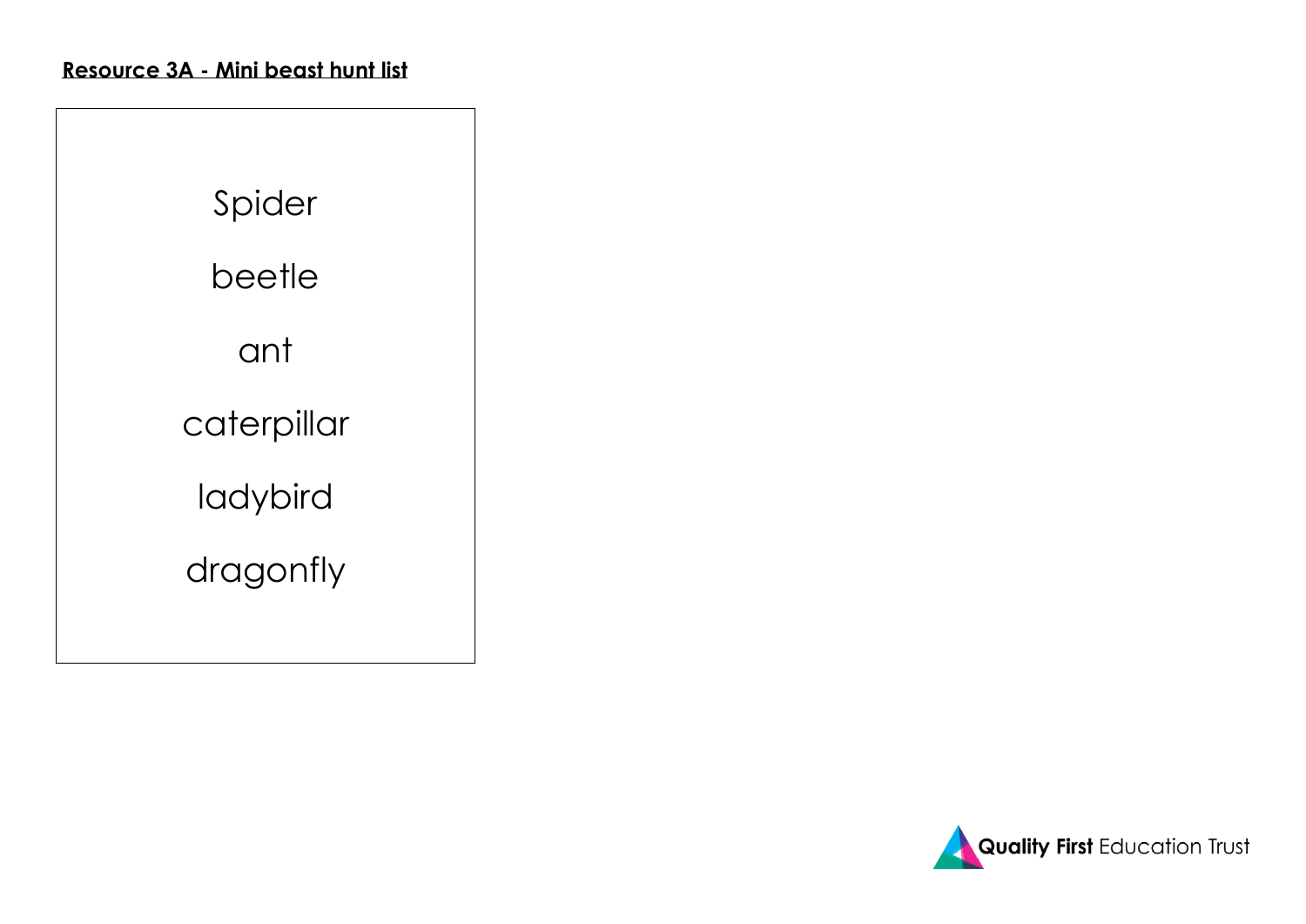**Resource 3A - Mini beast hunt list**

Spider

beetle

ant

caterpillar

ladybird

dragonfly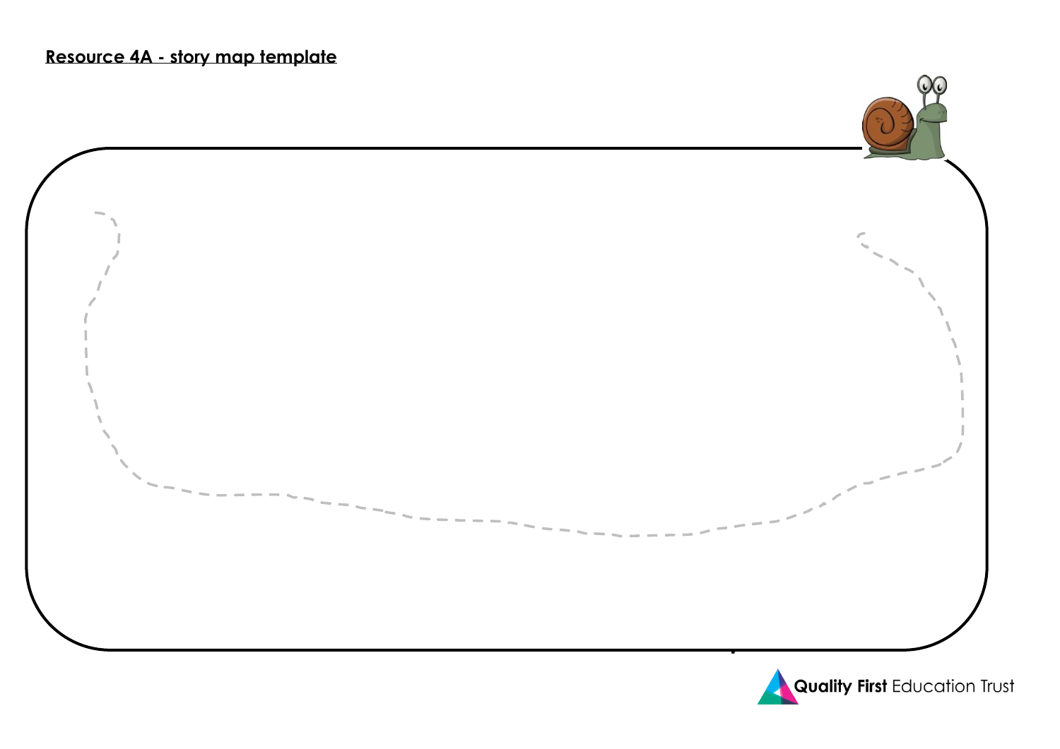**Resource 4A - story map template**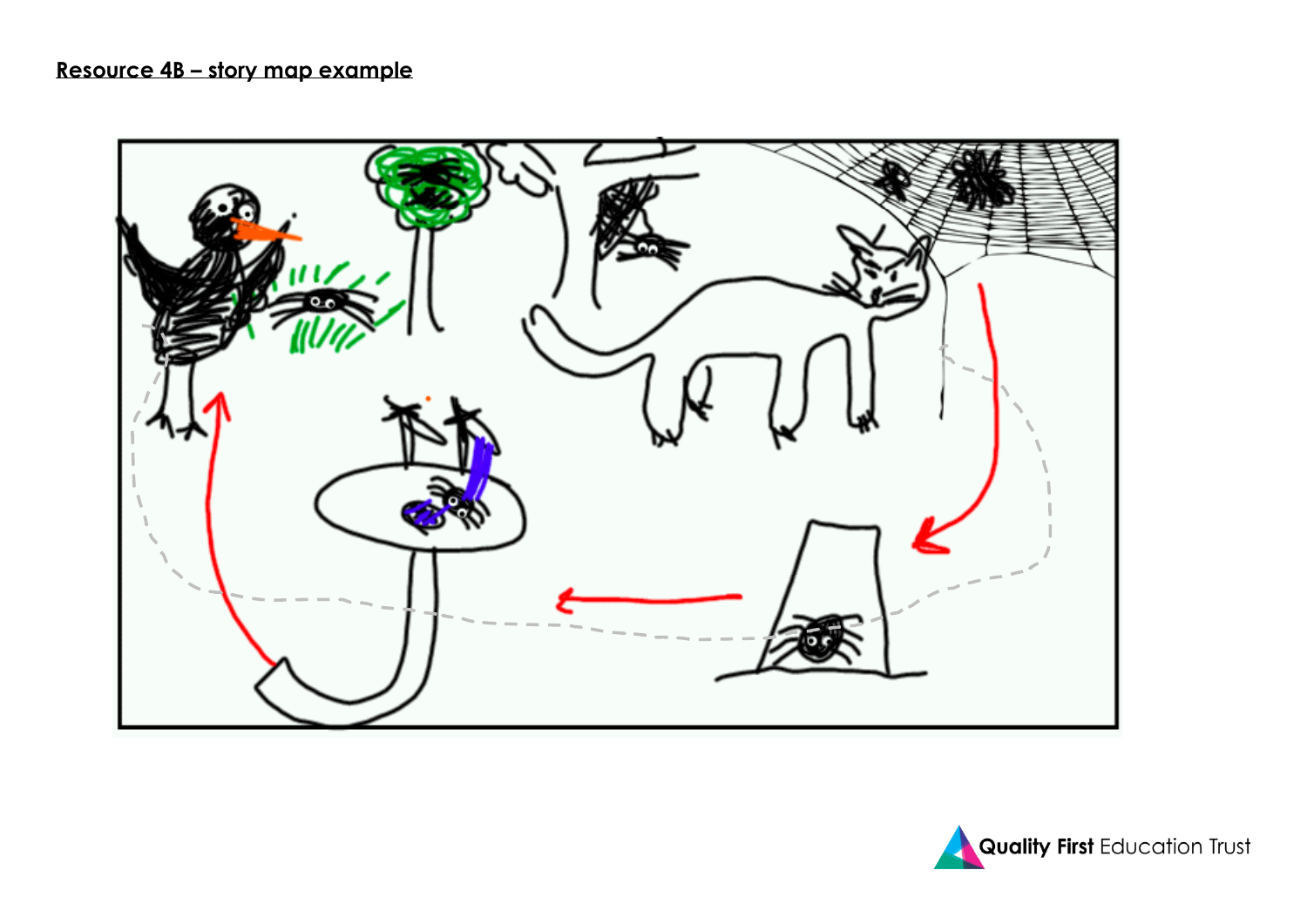**Resource 4B – story map example**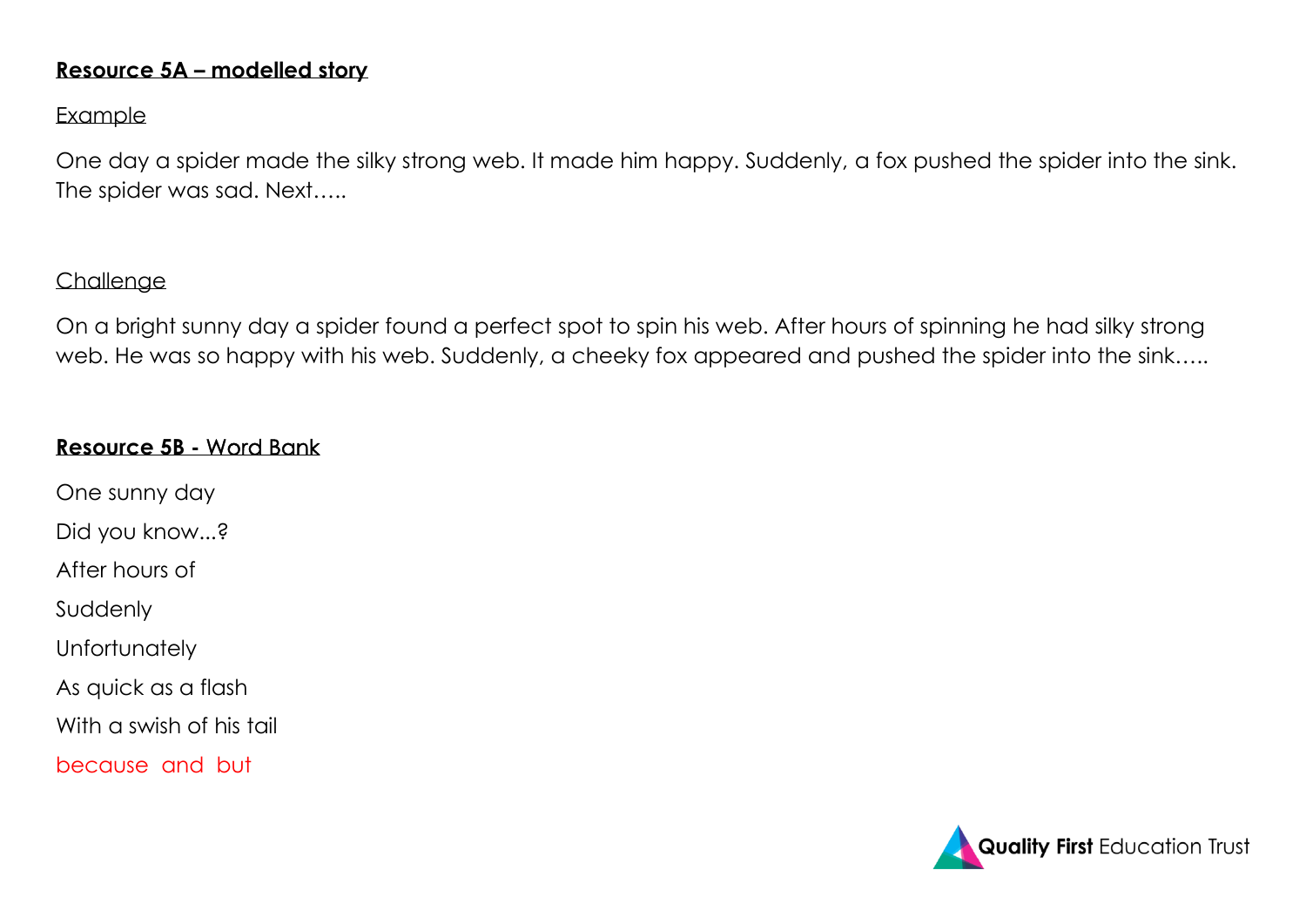**Resource 5A – modelled story**

Example

One day a spider made the silky strong web. It made him happy. Suddenly, a fox pushed the spider into the sink. The spider was sad. Next…..

Challenge

On a bright sunny day a spider found a perfect spot to spin his web. After hours of spinning he had silky strong web. He was so happy with his web. Suddenly, a cheeky fox appeared and pushed the spider into the sink…..

**Resource 5B -** Word Bank

One sunny day

Did you know...?

After hours of

Suddenly

Unfortunately

As quick as a flash

With a swish of his tail

because and but

**Quality First** Education Trust